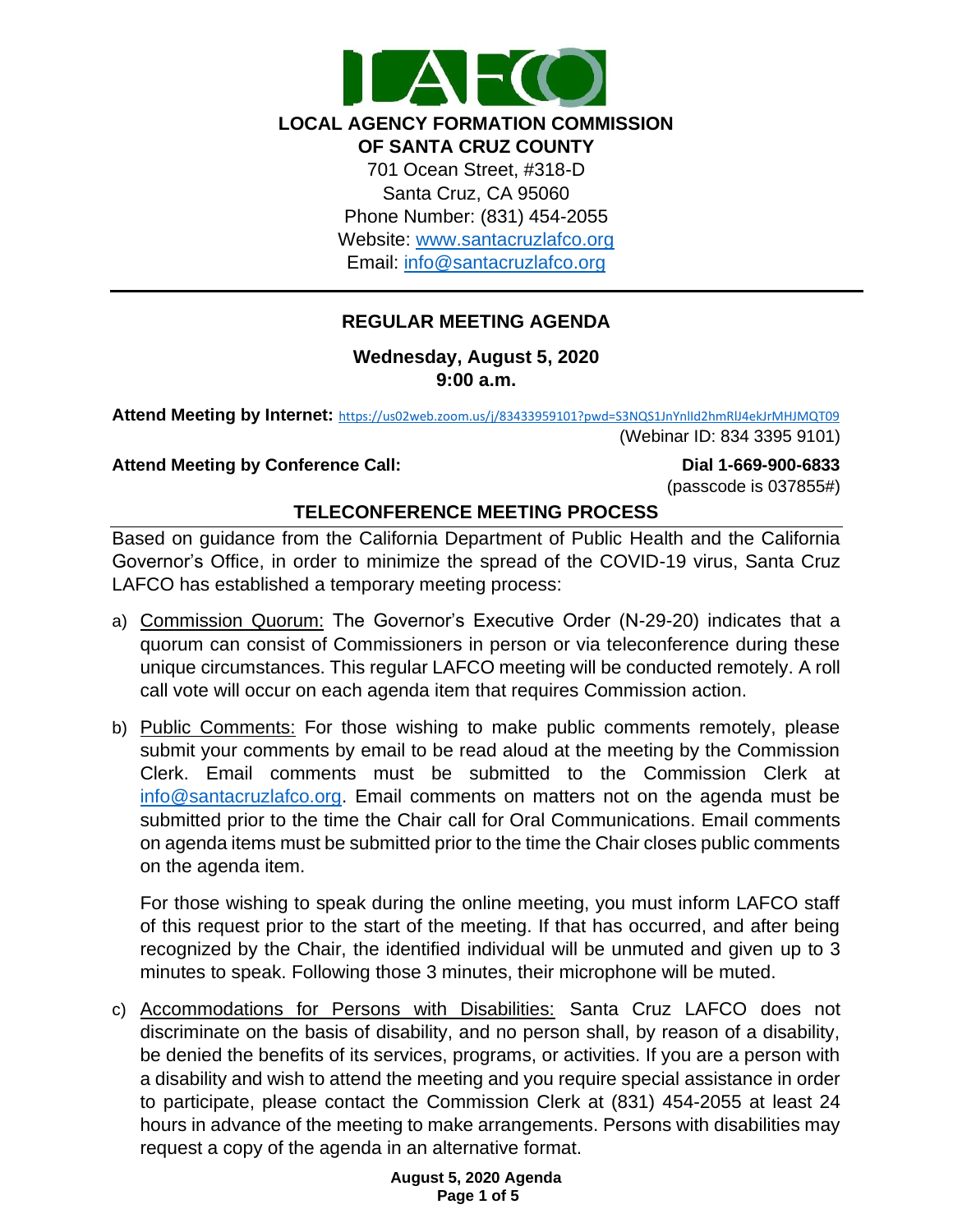# LOCAL AGENCY FORMATION COMMISSION OF SANTA CRUZ COUNTY

701 Ocean Street, #318-D
Santa Cruz, CA 95060
Phone Number: (831) 454-2055
Website: www.santacruzlafco.org
Email: info@santacruzlafco.org

---

## REGULAR MEETING AGENDA

**Wednesday, August 5, 2020**
**9:00 a.m.**

**Attend Meeting by Internet:** https://us02web.zoom.us/j/83433959101?pwd=S3NQS1JnYnlId2hmRlJ4ekJrMHJMQT09
(Webinar ID: 834 3395 9101)

**Attend Meeting by Conference Call:** **Dial 1-669-900-6833**
(passcode is 037855#)

## TELECONFERENCE MEETING PROCESS

Based on guidance from the California Department of Public Health and the California Governor's Office, in order to minimize the spread of the COVID-19 virus, Santa Cruz LAFCO has established a temporary meeting process:

a) Commission Quorum: The Governor's Executive Order (N-29-20) indicates that a quorum can consist of Commissioners in person or via teleconference during these unique circumstances. This regular LAFCO meeting will be conducted remotely. A roll call vote will occur on each agenda item that requires Commission action.

b) Public Comments: For those wishing to make public comments remotely, please submit your comments by email to be read aloud at the meeting by the Commission Clerk. Email comments must be submitted to the Commission Clerk at info@santacruzlafco.org. Email comments on matters not on the agenda must be submitted prior to the time the Chair call for Oral Communications. Email comments on agenda items must be submitted prior to the time the Chair closes public comments on the agenda item.

   For those wishing to speak during the online meeting, you must inform LAFCO staff of this request prior to the start of the meeting. If that has occurred, and after being recognized by the Chair, the identified individual will be unmuted and given up to 3 minutes to speak. Following those 3 minutes, their microphone will be muted.

c) Accommodations for Persons with Disabilities: Santa Cruz LAFCO does not discriminate on the basis of disability, and no person shall, by reason of a disability, be denied the benefits of its services, programs, or activities. If you are a person with a disability and wish to attend the meeting and you require special assistance in order to participate, please contact the Commission Clerk at (831) 454-2055 at least 24 hours in advance of the meeting to make arrangements. Persons with disabilities may request a copy of the agenda in an alternative format.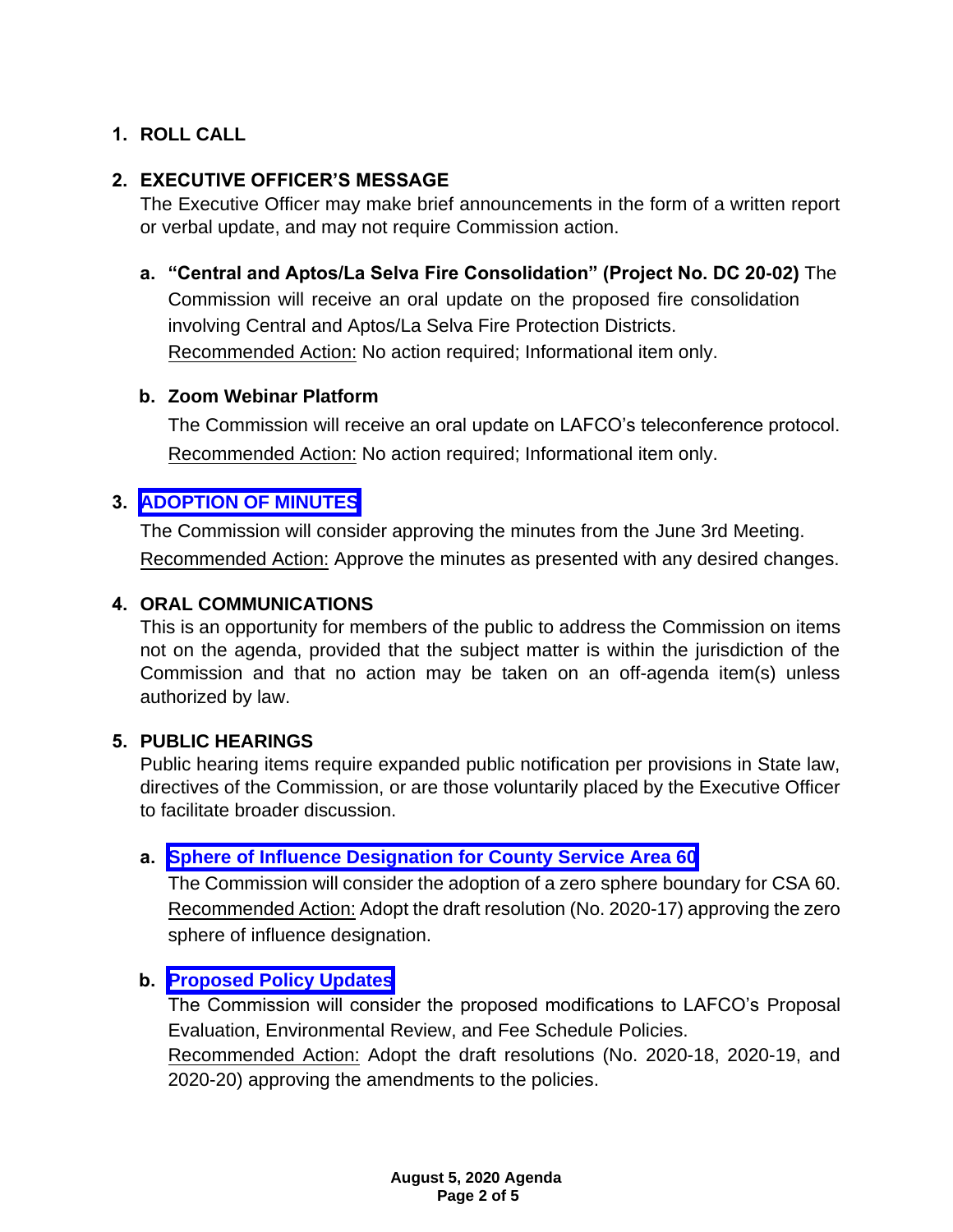1. **ROLL CALL**

2. **EXECUTIVE OFFICER'S MESSAGE**

   The Executive Officer may make brief announcements in the form of a written report or verbal update, and may not require Commission action.

   a. **"Central and Aptos/La Selva Fire Consolidation" (Project No. DC 20-02)** The Commission will receive an oral update on the proposed fire consolidation involving Central and Aptos/La Selva Fire Protection Districts.
   
      Recommended Action: No action required; Informational item only.

   b. **Zoom Webinar Platform**

      The Commission will receive an oral update on LAFCO's teleconference protocol.
      
      Recommended Action: No action required; Informational item only.

3. **ADOPTION OF MINUTES**

   The Commission will consider approving the minutes from the June 3rd Meeting.
   
   Recommended Action: Approve the minutes as presented with any desired changes.

4. **ORAL COMMUNICATIONS**

   This is an opportunity for members of the public to address the Commission on items not on the agenda, provided that the subject matter is within the jurisdiction of the Commission and that no action may be taken on an off-agenda item(s) unless authorized by law.

5. **PUBLIC HEARINGS**

   Public hearing items require expanded public notification per provisions in State law, directives of the Commission, or are those voluntarily placed by the Executive Officer to facilitate broader discussion.

   a. **Sphere of Influence Designation for County Service Area 60**
   
      The Commission will consider the adoption of a zero sphere boundary for CSA 60.
      
      Recommended Action: Adopt the draft resolution (No. 2020-17) approving the zero sphere of influence designation.

   b. **Proposed Policy Updates**
   
      The Commission will consider the proposed modifications to LAFCO's Proposal Evaluation, Environmental Review, and Fee Schedule Policies.
      
      Recommended Action: Adopt the draft resolutions (No. 2020-18, 2020-19, and 2020-20) approving the amendments to the policies.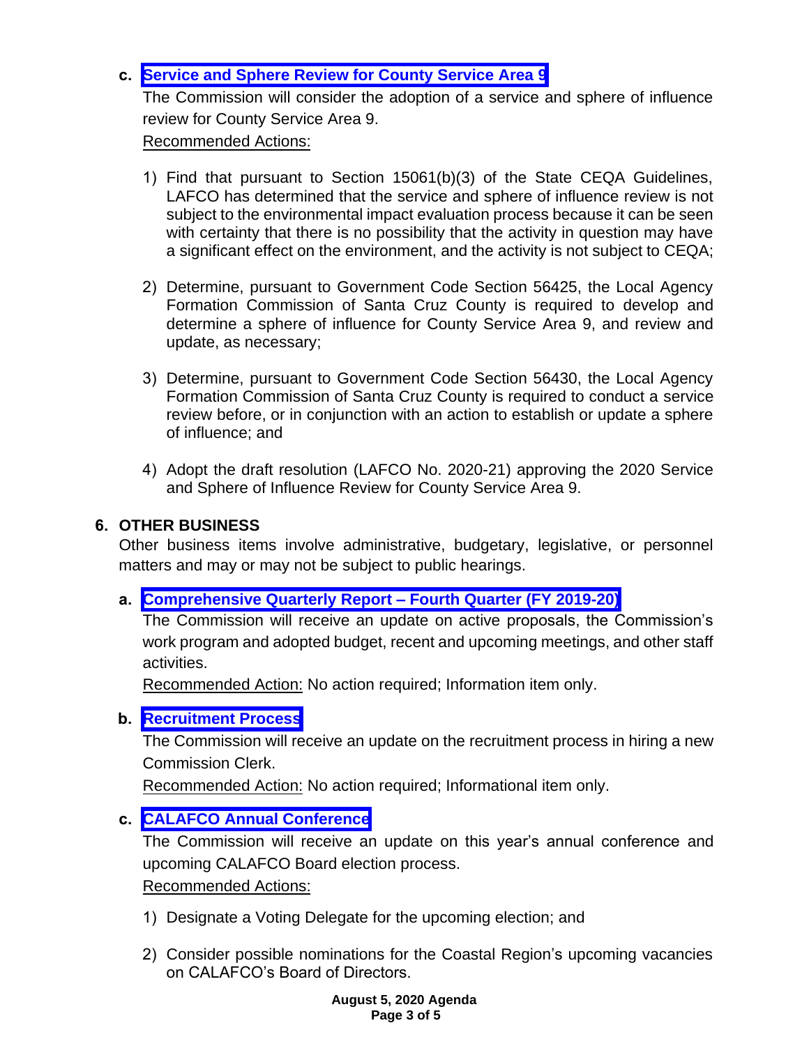**c. Service and Sphere Review for County Service Area 9**

The Commission will consider the adoption of a service and sphere of influence review for County Service Area 9.

Recommended Actions:

1) Find that pursuant to Section 15061(b)(3) of the State CEQA Guidelines, LAFCO has determined that the service and sphere of influence review is not subject to the environmental impact evaluation process because it can be seen with certainty that there is no possibility that the activity in question may have a significant effect on the environment, and the activity is not subject to CEQA;

2) Determine, pursuant to Government Code Section 56425, the Local Agency Formation Commission of Santa Cruz County is required to develop and determine a sphere of influence for County Service Area 9, and review and update, as necessary;

3) Determine, pursuant to Government Code Section 56430, the Local Agency Formation Commission of Santa Cruz County is required to conduct a service review before, or in conjunction with an action to establish or update a sphere of influence; and

4) Adopt the draft resolution (LAFCO No. 2020-21) approving the 2020 Service and Sphere of Influence Review for County Service Area 9.

## 6. OTHER BUSINESS

Other business items involve administrative, budgetary, legislative, or personnel matters and may or may not be subject to public hearings.

**a. Comprehensive Quarterly Report – Fourth Quarter (FY 2019-20)**

The Commission will receive an update on active proposals, the Commission's work program and adopted budget, recent and upcoming meetings, and other staff activities.

Recommended Action: No action required; Information item only.

**b. Recruitment Process**

The Commission will receive an update on the recruitment process in hiring a new Commission Clerk.

Recommended Action: No action required; Informational item only.

**c. CALAFCO Annual Conference**

The Commission will receive an update on this year's annual conference and upcoming CALAFCO Board election process.

Recommended Actions:

1) Designate a Voting Delegate for the upcoming election; and

2) Consider possible nominations for the Coastal Region's upcoming vacancies on CALAFCO's Board of Directors.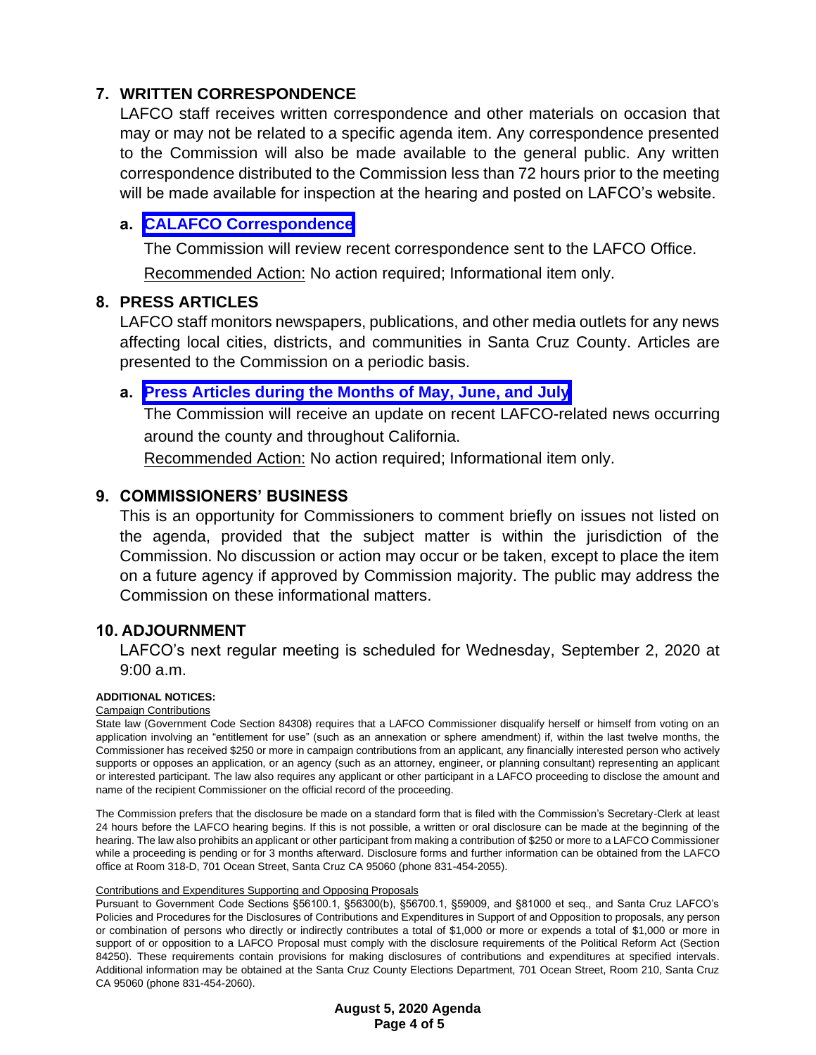## 7. WRITTEN CORRESPONDENCE

LAFCO staff receives written correspondence and other materials on occasion that may or may not be related to a specific agenda item. Any correspondence presented to the Commission will also be made available to the general public. Any written correspondence distributed to the Commission less than 72 hours prior to the meeting will be made available for inspection at the hearing and posted on LAFCO's website.

### a. CALAFCO Correspondence

The Commission will review recent correspondence sent to the LAFCO Office.

Recommended Action: No action required; Informational item only.

## 8. PRESS ARTICLES

LAFCO staff monitors newspapers, publications, and other media outlets for any news affecting local cities, districts, and communities in Santa Cruz County. Articles are presented to the Commission on a periodic basis.

### a. Press Articles during the Months of May, June, and July

The Commission will receive an update on recent LAFCO-related news occurring around the county and throughout California.

Recommended Action: No action required; Informational item only.

## 9. COMMISSIONERS' BUSINESS

This is an opportunity for Commissioners to comment briefly on issues not listed on the agenda, provided that the subject matter is within the jurisdiction of the Commission. No discussion or action may occur or be taken, except to place the item on a future agency if approved by Commission majority. The public may address the Commission on these informational matters.

## 10. ADJOURNMENT

LAFCO's next regular meeting is scheduled for Wednesday, September 2, 2020 at 9:00 a.m.

**ADDITIONAL NOTICES:**

Campaign Contributions

State law (Government Code Section 84308) requires that a LAFCO Commissioner disqualify herself or himself from voting on an application involving an "entitlement for use" (such as an annexation or sphere amendment) if, within the last twelve months, the Commissioner has received $250 or more in campaign contributions from an applicant, any financially interested person who actively supports or opposes an application, or an agency (such as an attorney, engineer, or planning consultant) representing an applicant or interested participant. The law also requires any applicant or other participant in a LAFCO proceeding to disclose the amount and name of the recipient Commissioner on the official record of the proceeding.

The Commission prefers that the disclosure be made on a standard form that is filed with the Commission's Secretary-Clerk at least 24 hours before the LAFCO hearing begins. If this is not possible, a written or oral disclosure can be made at the beginning of the hearing. The law also prohibits an applicant or other participant from making a contribution of $250 or more to a LAFCO Commissioner while a proceeding is pending or for 3 months afterward. Disclosure forms and further information can be obtained from the LAFCO office at Room 318-D, 701 Ocean Street, Santa Cruz CA 95060 (phone 831-454-2055).

Contributions and Expenditures Supporting and Opposing Proposals

Pursuant to Government Code Sections §56100.1, §56300(b), §56700.1, §59009, and §81000 et seq., and Santa Cruz LAFCO's Policies and Procedures for the Disclosures of Contributions and Expenditures in Support of and Opposition to proposals, any person or combination of persons who directly or indirectly contributes a total of $1,000 or more or expends a total of $1,000 or more in support of or opposition to a LAFCO Proposal must comply with the disclosure requirements of the Political Reform Act (Section 84250). These requirements contain provisions for making disclosures of contributions and expenditures at specified intervals. Additional information may be obtained at the Santa Cruz County Elections Department, 701 Ocean Street, Room 210, Santa Cruz CA 95060 (phone 831-454-2060).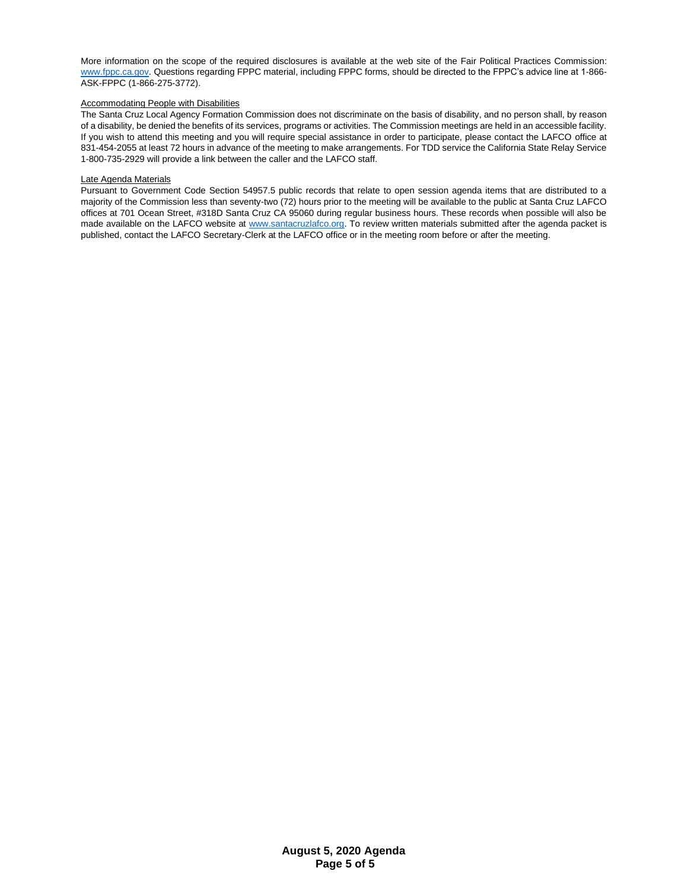More information on the scope of the required disclosures is available at the web site of the Fair Political Practices Commission: [www.fppc.ca.gov](http://www.fppc.ca.gov). Questions regarding FPPC material, including FPPC forms, should be directed to the FPPC's advice line at 1-866-ASK-FPPC (1-866-275-3772).

Accommodating People with Disabilities

The Santa Cruz Local Agency Formation Commission does not discriminate on the basis of disability, and no person shall, by reason of a disability, be denied the benefits of its services, programs or activities. The Commission meetings are held in an accessible facility. If you wish to attend this meeting and you will require special assistance in order to participate, please contact the LAFCO office at 831-454-2055 at least 72 hours in advance of the meeting to make arrangements. For TDD service the California State Relay Service 1-800-735-2929 will provide a link between the caller and the LAFCO staff.

Late Agenda Materials

Pursuant to Government Code Section 54957.5 public records that relate to open session agenda items that are distributed to a majority of the Commission less than seventy-two (72) hours prior to the meeting will be available to the public at Santa Cruz LAFCO offices at 701 Ocean Street, #318D Santa Cruz CA 95060 during regular business hours. These records when possible will also be made available on the LAFCO website at [www.santacruzlafco.org](http://www.santacruzlafco.org). To review written materials submitted after the agenda packet is published, contact the LAFCO Secretary-Clerk at the LAFCO office or in the meeting room before or after the meeting.